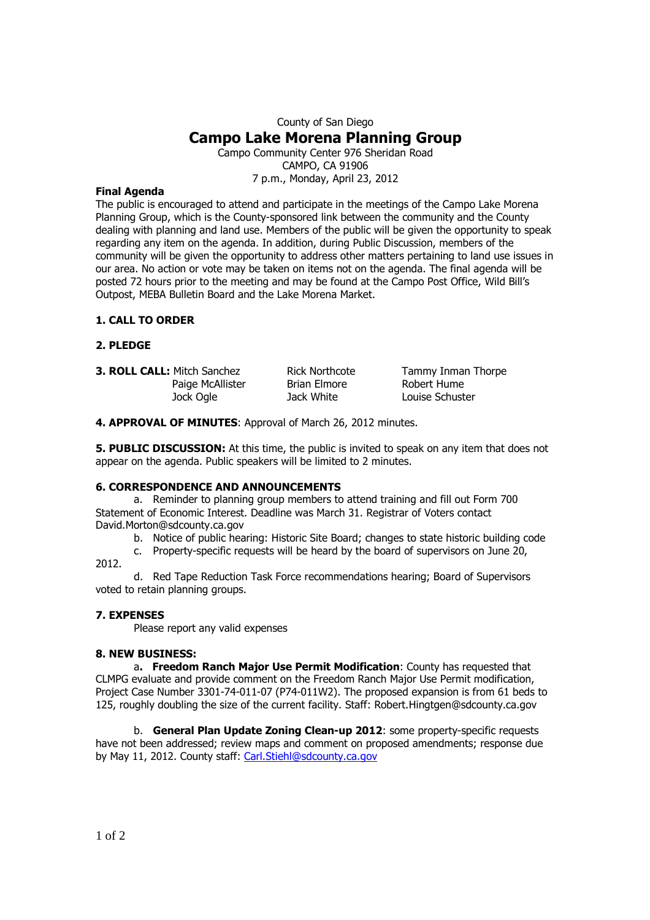County of San Diego

# Campo Lake Morena Planning Group

Campo Community Center 976 Sheridan Road
CAMPO, CA 91906
7 p.m., Monday, April 23, 2012

**Final Agenda**

The public is encouraged to attend and participate in the meetings of the Campo Lake Morena Planning Group, which is the County-sponsored link between the community and the County dealing with planning and land use. Members of the public will be given the opportunity to speak regarding any item on the agenda. In addition, during Public Discussion, members of the community will be given the opportunity to address other matters pertaining to land use issues in our area. No action or vote may be taken on items not on the agenda. The final agenda will be posted 72 hours prior to the meeting and may be found at the Campo Post Office, Wild Bill's Outpost, MEBA Bulletin Board and the Lake Morena Market.

**1. CALL TO ORDER**

**2. PLEDGE**

**3. ROLL CALL:**

| | | |
|---|---|---|
| Mitch Sanchez | Rick Northcote | Tammy Inman Thorpe |
| Paige McAllister | Brian Elmore | Robert Hume |
| Jock Ogle | Jack White | Louise Schuster |

**4. APPROVAL OF MINUTES**: Approval of March 26, 2012 minutes.

**5. PUBLIC DISCUSSION:** At this time, the public is invited to speak on any item that does not appear on the agenda. Public speakers will be limited to 2 minutes.

**6. CORRESPONDENCE AND ANNOUNCEMENTS**

a. Reminder to planning group members to attend training and fill out Form 700 Statement of Economic Interest. Deadline was March 31. Registrar of Voters contact David.Morton@sdcounty.ca.gov

b. Notice of public hearing: Historic Site Board; changes to state historic building code

c. Property-specific requests will be heard by the board of supervisors on June 20, 2012.

d. Red Tape Reduction Task Force recommendations hearing; Board of Supervisors voted to retain planning groups.

**7. EXPENSES**

Please report any valid expenses

**8. NEW BUSINESS:**

a**. Freedom Ranch Major Use Permit Modification**: County has requested that CLMPG evaluate and provide comment on the Freedom Ranch Major Use Permit modification, Project Case Number 3301-74-011-07 (P74-011W2). The proposed expansion is from 61 beds to 125, roughly doubling the size of the current facility. Staff: Robert.Hingtgen@sdcounty.ca.gov

b. **General Plan Update Zoning Clean-up 2012**: some property-specific requests have not been addressed; review maps and comment on proposed amendments; response due by May 11, 2012. County staff: Carl.Stiehl@sdcounty.ca.gov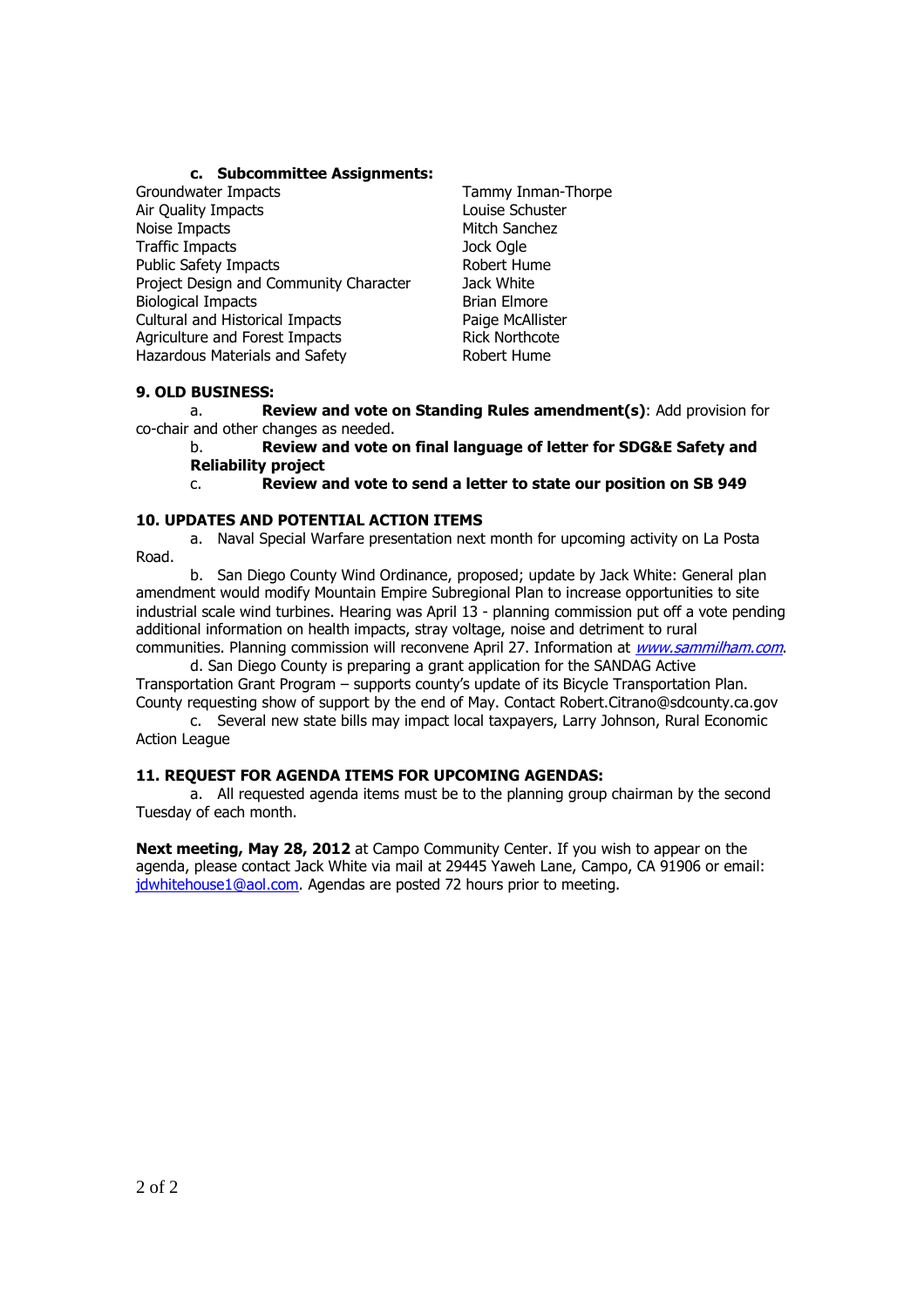**c. Subcommittee Assignments:**

| | |
|---|---|
| Groundwater Impacts | Tammy Inman-Thorpe |
| Air Quality Impacts | Louise Schuster |
| Noise Impacts | Mitch Sanchez |
| Traffic Impacts | Jock Ogle |
| Public Safety Impacts | Robert Hume |
| Project Design and Community Character | Jack White |
| Biological Impacts | Brian Elmore |
| Cultural and Historical Impacts | Paige McAllister |
| Agriculture and Forest Impacts | Rick Northcote |
| Hazardous Materials and Safety | Robert Hume |

**9. OLD BUSINESS:**

a. **Review and vote on Standing Rules amendment(s)**: Add provision for co-chair and other changes as needed.

b. **Review and vote on final language of letter for SDG&E Safety and Reliability project**

c. **Review and vote to send a letter to state our position on SB 949**

**10. UPDATES AND POTENTIAL ACTION ITEMS**

a. Naval Special Warfare presentation next month for upcoming activity on La Posta Road.

b. San Diego County Wind Ordinance, proposed; update by Jack White: General plan amendment would modify Mountain Empire Subregional Plan to increase opportunities to site industrial scale wind turbines. Hearing was April 13 - planning commission put off a vote pending additional information on health impacts, stray voltage, noise and detriment to rural communities. Planning commission will reconvene April 27. Information at *www.sammilham.com*.

d. San Diego County is preparing a grant application for the SANDAG Active Transportation Grant Program – supports county's update of its Bicycle Transportation Plan. County requesting show of support by the end of May. Contact Robert.Citrano@sdcounty.ca.gov

c. Several new state bills may impact local taxpayers, Larry Johnson, Rural Economic Action League

**11. REQUEST FOR AGENDA ITEMS FOR UPCOMING AGENDAS:**

a. All requested agenda items must be to the planning group chairman by the second Tuesday of each month.

**Next meeting, May 28, 2012** at Campo Community Center. If you wish to appear on the agenda, please contact Jack White via mail at 29445 Yaweh Lane, Campo, CA 91906 or email: jdwhitehouse1@aol.com. Agendas are posted 72 hours prior to meeting.